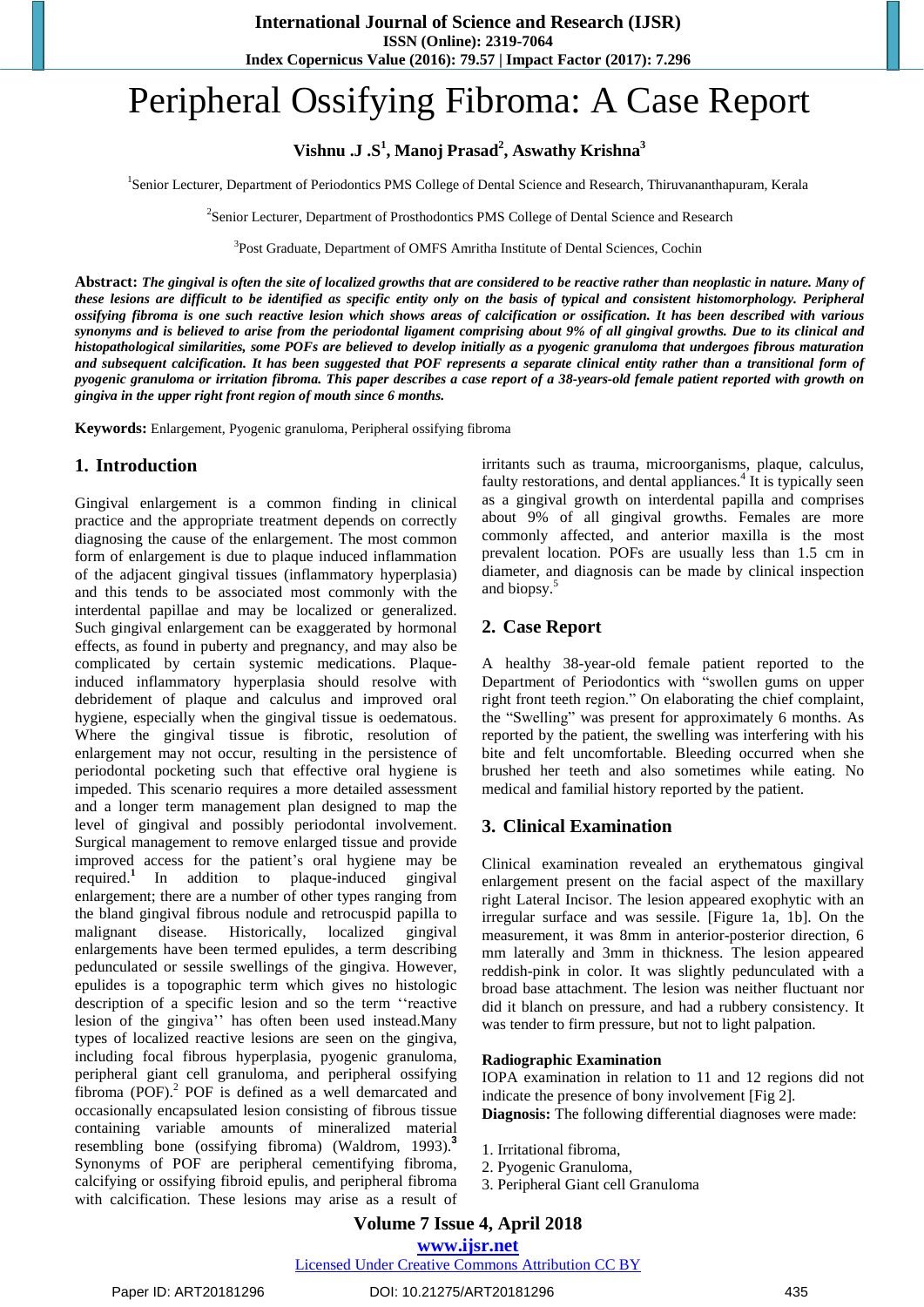# Peripheral Ossifying Fibroma: A Case Report

**Vishnu .J .S[1], Manoj Prasad[2], Aswathy Krishna[3]**

[1]Senior Lecturer, Department of Periodontics PMS College of Dental Science and Research, Thiruvananthapuram, Kerala

[2]Senior Lecturer, Department of Prosthodontics PMS College of Dental Science and Research

[3]Post Graduate, Department of OMFS Amritha Institute of Dental Sciences, Cochin

**Abstract:** ***The gingival is often the site of localized growths that are considered to be reactive rather than neoplastic in nature. Many of these lesions are difficult to be identified as specific entity only on the basis of typical and consistent histomorphology. Peripheral ossifying fibroma is one such reactive lesion which shows areas of calcification or ossification. It has been described with various synonyms and is believed to arise from the periodontal ligament comprising about 9% of all gingival growths. Due to its clinical and histopathological similarities, some POFs are believed to develop initially as a pyogenic granuloma that undergoes fibrous maturation and subsequent calcification. It has been suggested that POF represents a separate clinical entity rather than a transitional form of pyogenic granuloma or irritation fibroma. This paper describes a case report of a 38-years-old female patient reported with growth on gingiva in the upper right front region of mouth since 6 months.***

**Keywords:** Enlargement, Pyogenic granuloma, Peripheral ossifying fibroma

## 1. Introduction

Gingival enlargement is a common finding in clinical practice and the appropriate treatment depends on correctly diagnosing the cause of the enlargement. The most common form of enlargement is due to plaque induced inflammation of the adjacent gingival tissues (inflammatory hyperplasia) and this tends to be associated most commonly with the interdental papillae and may be localized or generalized. Such gingival enlargement can be exaggerated by hormonal effects, as found in puberty and pregnancy, and may also be complicated by certain systemic medications. Plaque-induced inflammatory hyperplasia should resolve with debridement of plaque and calculus and improved oral hygiene, especially when the gingival tissue is oedematous. Where the gingival tissue is fibrotic, resolution of enlargement may not occur, resulting in the persistence of periodontal pocketing such that effective oral hygiene is impeded. This scenario requires a more detailed assessment and a longer term management plan designed to map the level of gingival and possibly periodontal involvement. Surgical management to remove enlarged tissue and provide improved access for the patient's oral hygiene may be required.[1] In addition to plaque-induced gingival enlargement; there are a number of other types ranging from the bland gingival fibrous nodule and retrocuspid papilla to malignant disease. Historically, localized gingival enlargements have been termed epulides, a term describing pedunculated or sessile swellings of the gingiva. However, epulides is a topographic term which gives no histologic description of a specific lesion and so the term ''reactive lesion of the gingiva'' has often been used instead.Many types of localized reactive lesions are seen on the gingiva, including focal fibrous hyperplasia, pyogenic granuloma, peripheral giant cell granuloma, and peripheral ossifying fibroma (POF).[2] POF is defined as a well demarcated and occasionally encapsulated lesion consisting of fibrous tissue containing variable amounts of mineralized material resembling bone (ossifying fibroma) (Waldrom, 1993).[3] Synonyms of POF are peripheral cementifying fibroma, calcifying or ossifying fibroid epulis, and peripheral fibroma with calcification. These lesions may arise as a result of irritants such as trauma, microorganisms, plaque, calculus, faulty restorations, and dental appliances.[4] It is typically seen as a gingival growth on interdental papilla and comprises about 9% of all gingival growths. Females are more commonly affected, and anterior maxilla is the most prevalent location. POFs are usually less than 1.5 cm in diameter, and diagnosis can be made by clinical inspection and biopsy.[5]

## 2. Case Report

A healthy 38-year-old female patient reported to the Department of Periodontics with "swollen gums on upper right front teeth region." On elaborating the chief complaint, the "Swelling" was present for approximately 6 months. As reported by the patient, the swelling was interfering with his bite and felt uncomfortable. Bleeding occurred when she brushed her teeth and also sometimes while eating. No medical and familial history reported by the patient.

## 3. Clinical Examination

Clinical examination revealed an erythematous gingival enlargement present on the facial aspect of the maxillary right Lateral Incisor. The lesion appeared exophytic with an irregular surface and was sessile. [Figure 1a, 1b]. On the measurement, it was 8mm in anterior-posterior direction, 6 mm laterally and 3mm in thickness. The lesion appeared reddish-pink in color. It was slightly pedunculated with a broad base attachment. The lesion was neither fluctuant nor did it blanch on pressure, and had a rubbery consistency. It was tender to firm pressure, but not to light palpation.

**Radiographic Examination**

IOPA examination in relation to 11 and 12 regions did not indicate the presence of bony involvement [Fig 2].

**Diagnosis:** The following differential diagnoses were made:

1. Irritational fibroma,
2. Pyogenic Granuloma,
3. Peripheral Giant cell Granuloma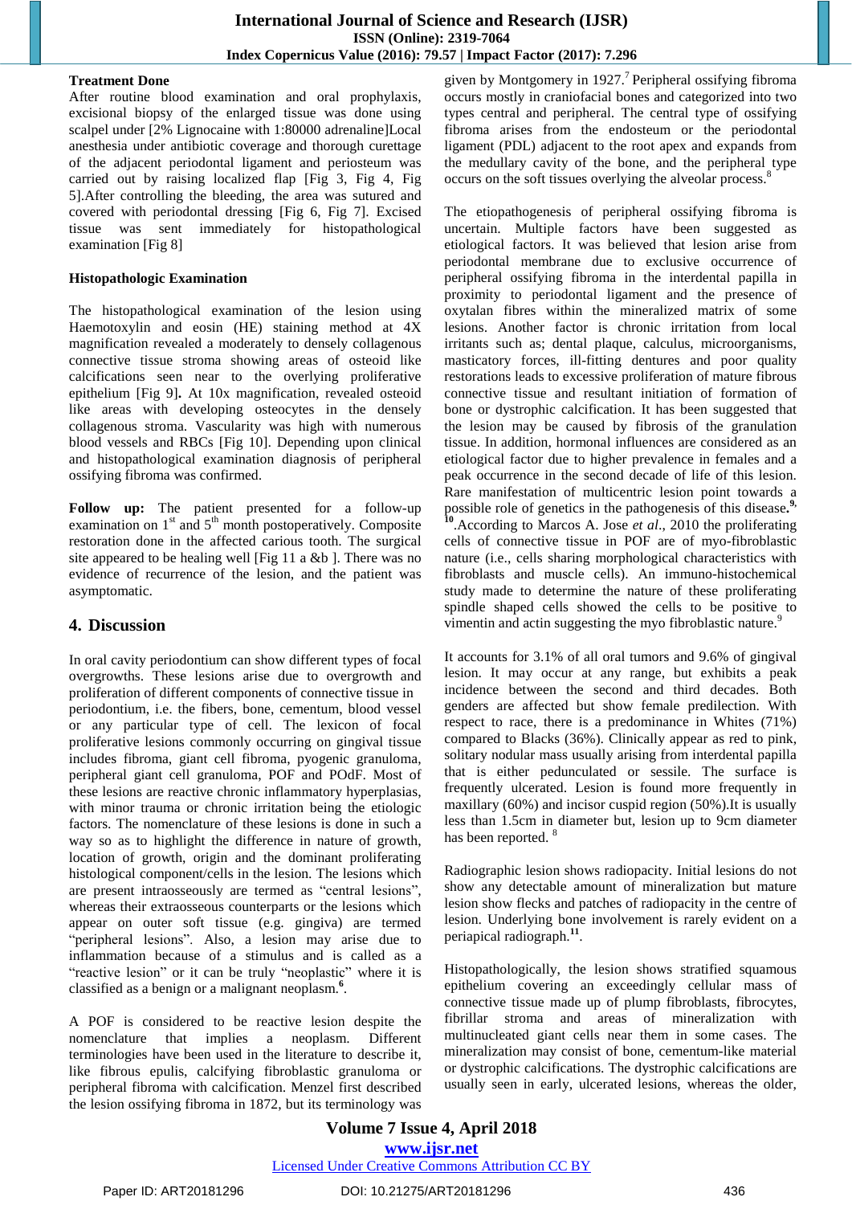**Treatment Done**

After routine blood examination and oral prophylaxis, excisional biopsy of the enlarged tissue was done using scalpel under [2% Lignocaine with 1:80000 adrenaline]Local anesthesia under antibiotic coverage and thorough curettage of the adjacent periodontal ligament and periosteum was carried out by raising localized flap [Fig 3, Fig 4, Fig 5].After controlling the bleeding, the area was sutured and covered with periodontal dressing [Fig 6, Fig 7]. Excised tissue was sent immediately for histopathological examination [Fig 8]

**Histopathologic Examination**

The histopathological examination of the lesion using Haemotoxylin and eosin (HE) staining method at 4X magnification revealed a moderately to densely collagenous connective tissue stroma showing areas of osteoid like calcifications seen near to the overlying proliferative epithelium [Fig 9]**.** At 10x magnification, revealed osteoid like areas with developing osteocytes in the densely collagenous stroma. Vascularity was high with numerous blood vessels and RBCs [Fig 10]. Depending upon clinical and histopathological examination diagnosis of peripheral ossifying fibroma was confirmed.

**Follow up:** The patient presented for a follow-up examination on 1st and 5th month postoperatively. Composite restoration done in the affected carious tooth. The surgical site appeared to be healing well [Fig 11 a &b ]. There was no evidence of recurrence of the lesion, and the patient was asymptomatic.

## 4. Discussion

In oral cavity periodontium can show different types of focal overgrowths. These lesions arise due to overgrowth and proliferation of different components of connective tissue in periodontium, i.e. the fibers, bone, cementum, blood vessel or any particular type of cell. The lexicon of focal proliferative lesions commonly occurring on gingival tissue includes fibroma, giant cell fibroma, pyogenic granuloma, peripheral giant cell granuloma, POF and POdF. Most of these lesions are reactive chronic inflammatory hyperplasias, with minor trauma or chronic irritation being the etiologic factors. The nomenclature of these lesions is done in such a way so as to highlight the difference in nature of growth, location of growth, origin and the dominant proliferating histological component/cells in the lesion. The lesions which are present intraosseously are termed as "central lesions", whereas their extraosseous counterparts or the lesions which appear on outer soft tissue (e.g. gingiva) are termed "peripheral lesions". Also, a lesion may arise due to inflammation because of a stimulus and is called as a "reactive lesion" or it can be truly "neoplastic" where it is classified as a benign or a malignant neoplasm.**[6]**.

A POF is considered to be reactive lesion despite the nomenclature that implies a neoplasm. Different terminologies have been used in the literature to describe it, like fibrous epulis, calcifying fibroblastic granuloma or peripheral fibroma with calcification. Menzel first described the lesion ossifying fibroma in 1872, but its terminology was given by Montgomery in 1927.[7] Peripheral ossifying fibroma occurs mostly in craniofacial bones and categorized into two types central and peripheral. The central type of ossifying fibroma arises from the endosteum or the periodontal ligament (PDL) adjacent to the root apex and expands from the medullary cavity of the bone, and the peripheral type occurs on the soft tissues overlying the alveolar process.[8]

The etiopathogenesis of peripheral ossifying fibroma is uncertain. Multiple factors have been suggested as etiological factors. It was believed that lesion arise from periodontal membrane due to exclusive occurrence of peripheral ossifying fibroma in the interdental papilla in proximity to periodontal ligament and the presence of oxytalan fibres within the mineralized matrix of some lesions. Another factor is chronic irritation from local irritants such as; dental plaque, calculus, microorganisms, masticatory forces, ill-fitting dentures and poor quality restorations leads to excessive proliferation of mature fibrous connective tissue and resultant initiation of formation of bone or dystrophic calcification. It has been suggested that the lesion may be caused by fibrosis of the granulation tissue. In addition, hormonal influences are considered as an etiological factor due to higher prevalence in females and a peak occurrence in the second decade of life of this lesion. Rare manifestation of multicentric lesion point towards a possible role of genetics in the pathogenesis of this disease.**[9,10]**.According to Marcos A. Jose *et al*., 2010 the proliferating cells of connective tissue in POF are of myo-fibroblastic nature (i.e., cells sharing morphological characteristics with fibroblasts and muscle cells). An immuno-histochemical study made to determine the nature of these proliferating spindle shaped cells showed the cells to be positive to vimentin and actin suggesting the myo fibroblastic nature.[9]

It accounts for 3.1% of all oral tumors and 9.6% of gingival lesion. It may occur at any range, but exhibits a peak incidence between the second and third decades. Both genders are affected but show female predilection. With respect to race, there is a predominance in Whites (71%) compared to Blacks (36%). Clinically appear as red to pink, solitary nodular mass usually arising from interdental papilla that is either pedunculated or sessile. The surface is frequently ulcerated. Lesion is found more frequently in maxillary (60%) and incisor cuspid region (50%).It is usually less than 1.5cm in diameter but, lesion up to 9cm diameter has been reported. [8]

Radiographic lesion shows radiopacity. Initial lesions do not show any detectable amount of mineralization but mature lesion show flecks and patches of radiopacity in the centre of lesion. Underlying bone involvement is rarely evident on a periapical radiograph.**[11]**.

Histopathologically, the lesion shows stratified squamous epithelium covering an exceedingly cellular mass of connective tissue made up of plump fibroblasts, fibrocytes, fibrillar stroma and areas of mineralization with multinucleated giant cells near them in some cases. The mineralization may consist of bone, cementum-like material or dystrophic calcifications. The dystrophic calcifications are usually seen in early, ulcerated lesions, whereas the older,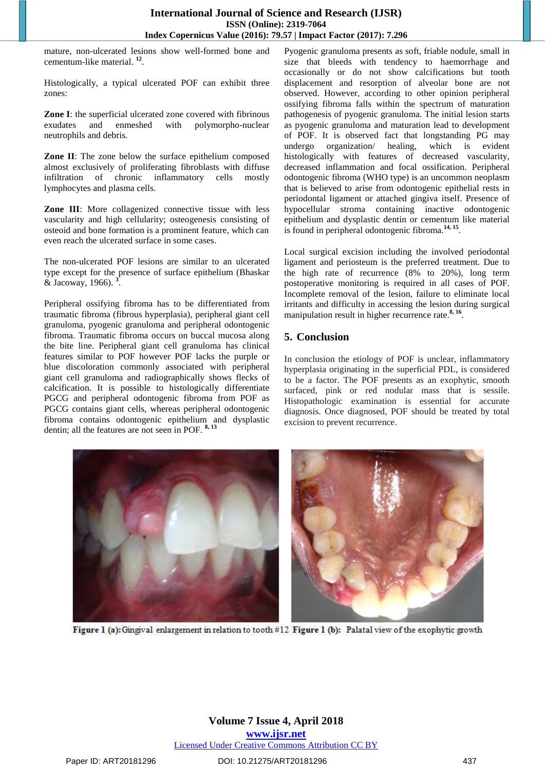mature, non-ulcerated lesions show well-formed bone and cementum-like material. [12].

Histologically, a typical ulcerated POF can exhibit three zones:

**Zone I**: the superficial ulcerated zone covered with fibrinous exudates and enmeshed with polymorpho-nuclear neutrophils and debris.

**Zone II**: The zone below the surface epithelium composed almost exclusively of proliferating fibroblasts with diffuse infiltration of chronic inflammatory cells mostly lymphocytes and plasma cells.

**Zone III**: More collagenized connective tissue with less vascularity and high cellularity; osteogenesis consisting of osteoid and bone formation is a prominent feature, which can even reach the ulcerated surface in some cases.

The non-ulcerated POF lesions are similar to an ulcerated type except for the presence of surface epithelium (Bhaskar & Jacoway, 1966). [3].

Peripheral ossifying fibroma has to be differentiated from traumatic fibroma (fibrous hyperplasia), peripheral giant cell granuloma, pyogenic granuloma and peripheral odontogenic fibroma. Traumatic fibroma occurs on buccal mucosa along the bite line. Peripheral giant cell granuloma has clinical features similar to POF however POF lacks the purple or blue discoloration commonly associated with peripheral giant cell granuloma and radiographically shows flecks of calcification. It is possible to histologically differentiate PGCG and peripheral odontogenic fibroma from POF as PGCG contains giant cells, whereas peripheral odontogenic fibroma contains odontogenic epithelium and dysplastic dentin; all the features are not seen in POF. [8, 13]

Pyogenic granuloma presents as soft, friable nodule, small in size that bleeds with tendency to haemorrhage and occasionally or do not show calcifications but tooth displacement and resorption of alveolar bone are not observed. However, according to other opinion peripheral ossifying fibroma falls within the spectrum of maturation pathogenesis of pyogenic granuloma. The initial lesion starts as pyogenic granuloma and maturation lead to development of POF. It is observed fact that longstanding PG may undergo organization/ healing, which is evident histologically with features of decreased vascularity, decreased inflammation and focal ossification. Peripheral odontogenic fibroma (WHO type) is an uncommon neoplasm that is believed to arise from odontogenic epithelial rests in periodontal ligament or attached gingiva itself. Presence of hypocellular stroma containing inactive odontogenic epithelium and dysplastic dentin or cementum like material is found in peripheral odontogenic fibroma.[14, 15].

Local surgical excision including the involved periodontal ligament and periosteum is the preferred treatment. Due to the high rate of recurrence (8% to 20%), long term postoperative monitoring is required in all cases of POF. Incomplete removal of the lesion, failure to eliminate local irritants and difficulty in accessing the lesion during surgical manipulation result in higher recurrence rate.[8, 16].

## 5. Conclusion

In conclusion the etiology of POF is unclear, inflammatory hyperplasia originating in the superficial PDL, is considered to be a factor. The POF presents as an exophytic, smooth surfaced, pink or red nodular mass that is sessile. Histopathologic examination is essential for accurate diagnosis. Once diagnosed, POF should be treated by total excision to prevent recurrence.

**Figure 1 (a):** Gingival enlargement in relation to tooth #12 **Figure 1 (b):** Palatal view of the exophytic growth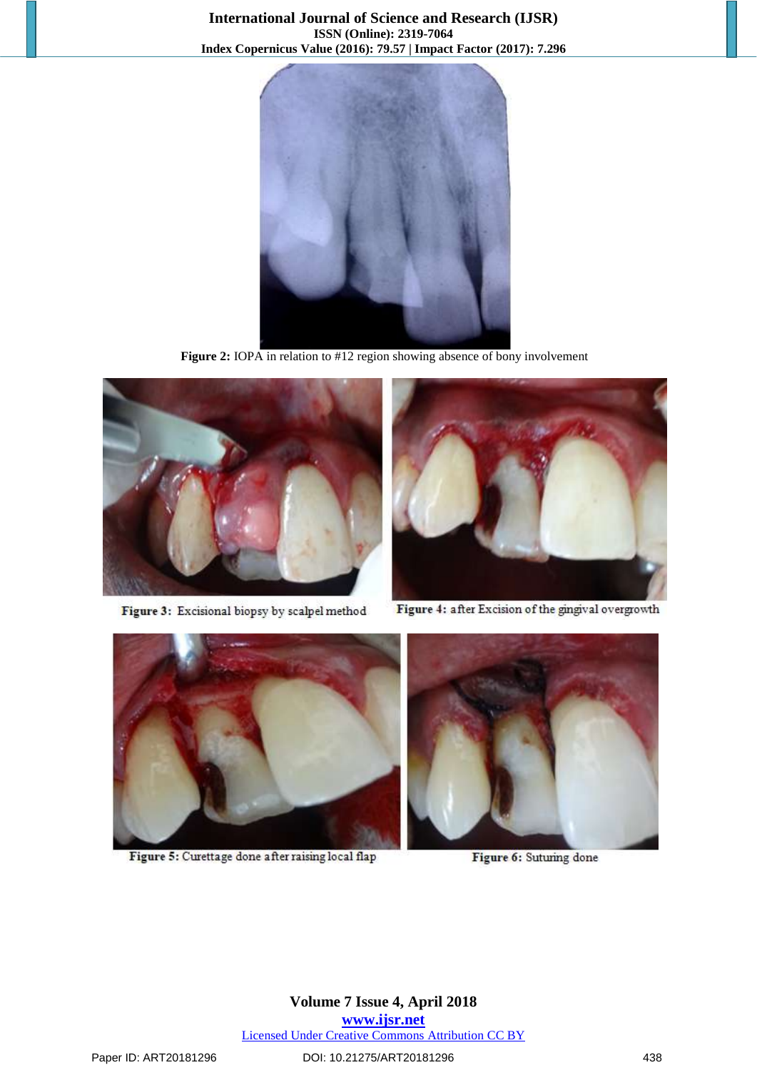Figure 2: IOPA in relation to #12 region showing absence of bony involvement

Figure 3: Excisional biopsy by scalpel method

Figure 4: after Excision of the gingival overgrowth

Figure 5: Curettage done after raising local flap

Figure 6: Suturing done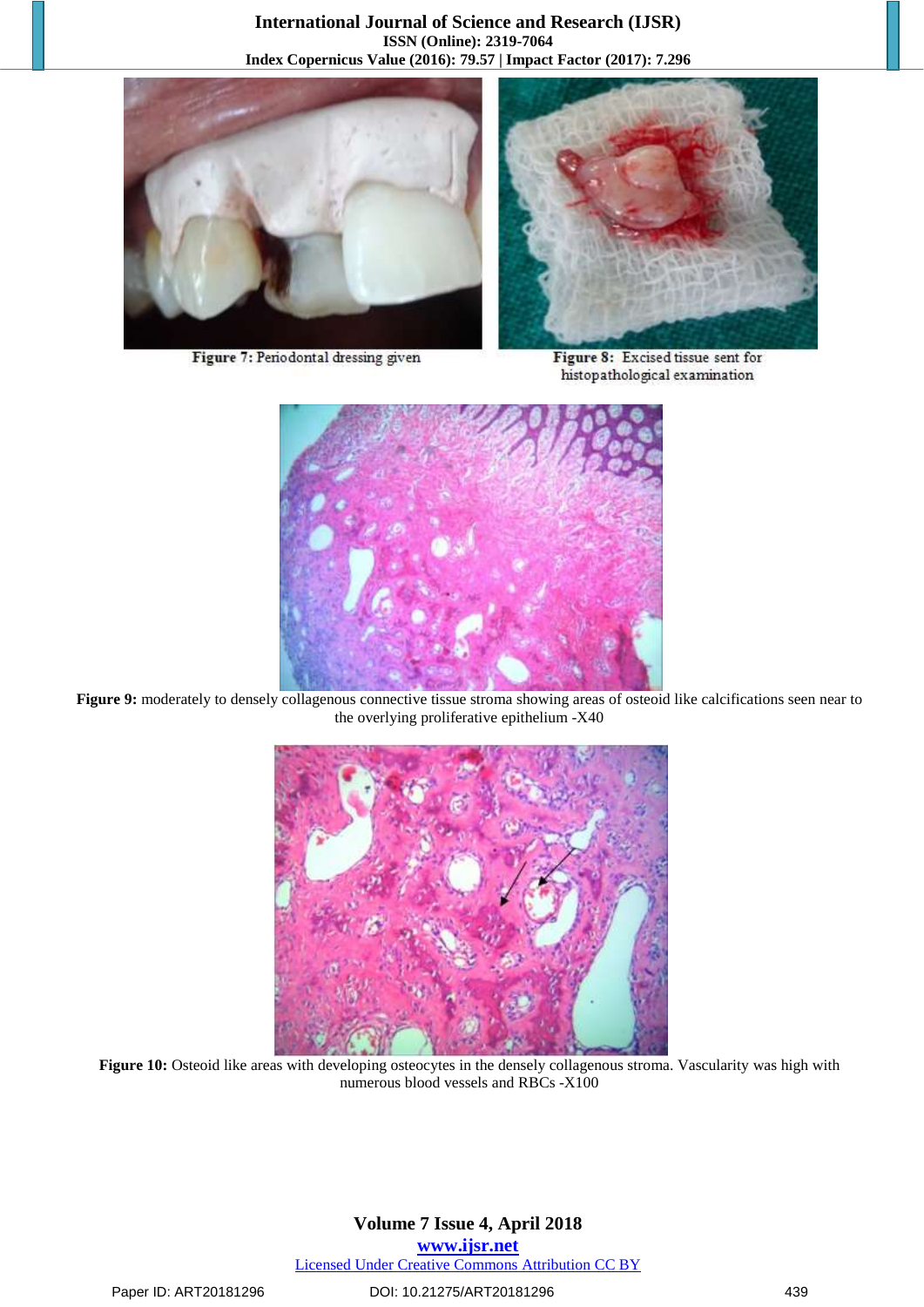**Figure 7:** Periodontal dressing given

**Figure 8:** Excised tissue sent for histopathological examination

**Figure 9:** moderately to densely collagenous connective tissue stroma showing areas of osteoid like calcifications seen near to the overlying proliferative epithelium -X40

**Figure 10:** Osteoid like areas with developing osteocytes in the densely collagenous stroma. Vascularity was high with numerous blood vessels and RBCs -X100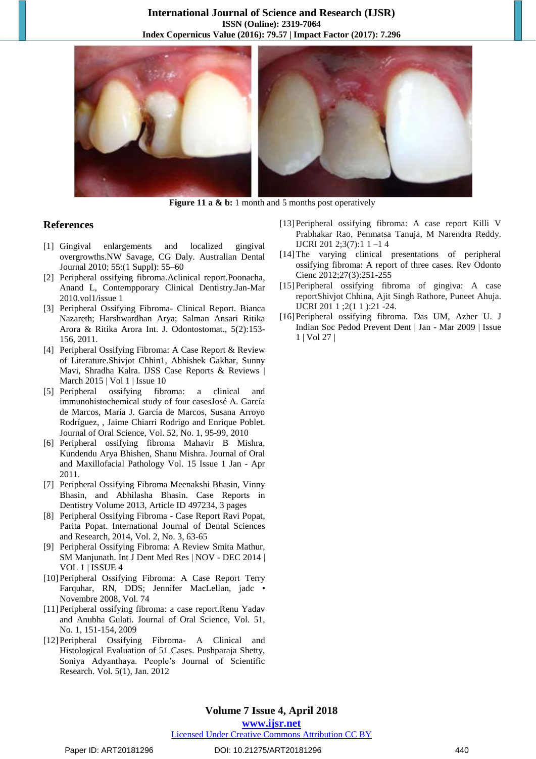**Figure 11 a & b:** 1 month and 5 months post operatively

## References

[1] Gingival enlargements and localized gingival overgrowths.NW Savage, CG Daly. Australian Dental Journal 2010; 55:(1 Suppl): 55–60

[2] Peripheral ossifying fibroma.Aclinical report.Poonacha, Anand L, Contempporary Clinical Dentistry.Jan-Mar 2010.vol1/issue 1

[3] Peripheral Ossifying Fibroma- Clinical Report. Bianca Nazareth; Harshwardhan Arya; Salman Ansari Ritika Arora & Ritika Arora Int. J. Odontostomat., 5(2):153-156, 2011.

[4] Peripheral Ossifying Fibroma: A Case Report & Review of Literature.Shivjot Chhin1, Abhishek Gakhar, Sunny Mavi, Shradha Kalra. IJSS Case Reports & Reviews | March 2015 | Vol 1 | Issue 10

[5] Peripheral ossifying fibroma: a clinical and immunohistochemical study of four casesJosé A. García de Marcos, María J. García de Marcos, Susana Arroyo Rodríguez, , Jaime Chiarri Rodrigo and Enrique Poblet. Journal of Oral Science, Vol. 52, No. 1, 95-99, 2010

[6] Peripheral ossifying fibroma Mahavir B Mishra, Kundendu Arya Bhishen, Shanu Mishra. Journal of Oral and Maxillofacial Pathology Vol. 15 Issue 1 Jan - Apr 2011.

[7] Peripheral Ossifying Fibroma Meenakshi Bhasin, Vinny Bhasin, and Abhilasha Bhasin. Case Reports in Dentistry Volume 2013, Article ID 497234, 3 pages

[8] Peripheral Ossifying Fibroma - Case Report Ravi Popat, Parita Popat. International Journal of Dental Sciences and Research, 2014, Vol. 2, No. 3, 63-65

[9] Peripheral Ossifying Fibroma: A Review Smita Mathur, SM Manjunath. Int J Dent Med Res | NOV - DEC 2014 | VOL 1 | ISSUE 4

[10] Peripheral Ossifying Fibroma: A Case Report Terry Farquhar, RN, DDS; Jennifer MacLellan, jadc • Novembre 2008, Vol. 74

[11] Peripheral ossifying fibroma: a case report.Renu Yadav and Anubha Gulati. Journal of Oral Science, Vol. 51, No. 1, 151-154, 2009

[12] Peripheral Ossifying Fibroma- A Clinical and Histological Evaluation of 51 Cases. Pushparaja Shetty, Soniya Adyanthaya. People's Journal of Scientific Research. Vol. 5(1), Jan. 2012

[13] Peripheral ossifying fibroma: A case report Killi V Prabhakar Rao, Penmatsa Tanuja, M Narendra Reddy. IJCRI 201 2;3(7):1 1 –1 4

[14] The varying clinical presentations of peripheral ossifying fibroma: A report of three cases. Rev Odonto Cienc 2012;27(3):251-255

[15] Peripheral ossifying fibroma of gingiva: A case reportShivjot Chhina, Ajit Singh Rathore, Puneet Ahuja. IJCRI 201 1 ;2(1 1 ):21 -24.

[16] Peripheral ossifying fibroma. Das UM, Azher U. J Indian Soc Pedod Prevent Dent | Jan - Mar 2009 | Issue 1 | Vol 27 |